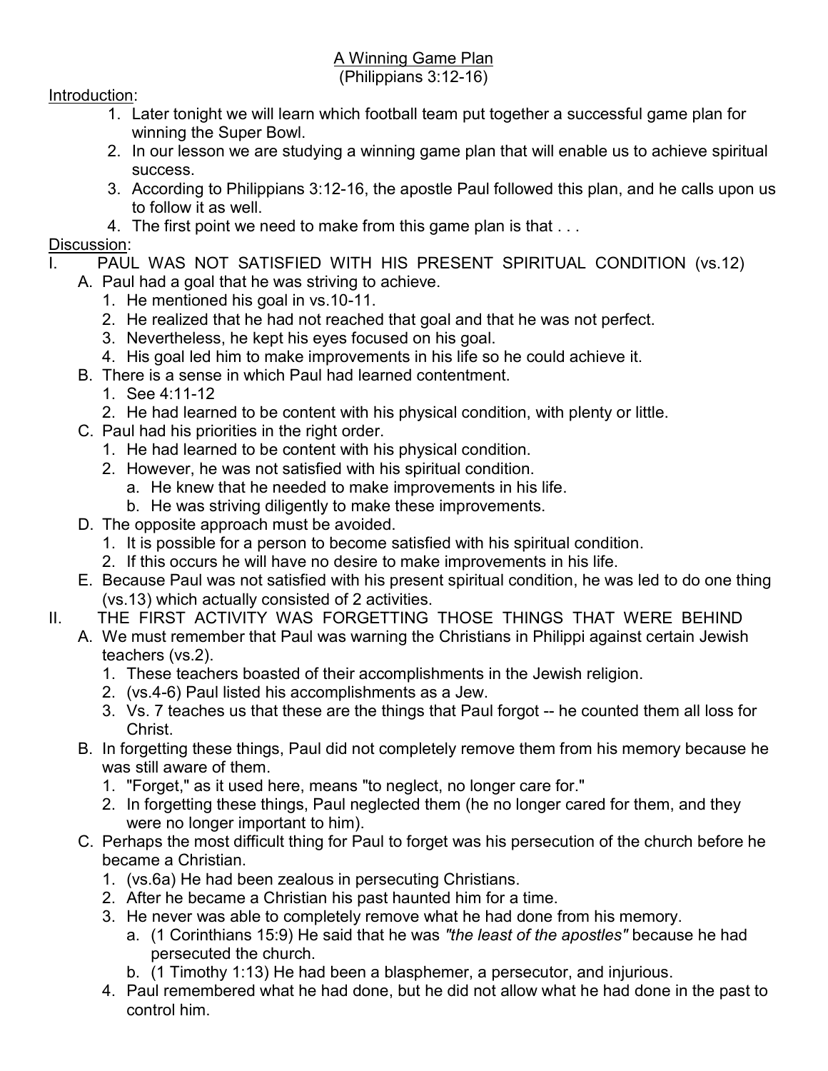# A Winning Game Plan
## (Philippians 3:12-16)

Introduction:

1. Later tonight we will learn which football team put together a successful game plan for winning the Super Bowl.
2. In our lesson we are studying a winning game plan that will enable us to achieve spiritual success.
3. According to Philippians 3:12-16, the apostle Paul followed this plan, and he calls upon us to follow it as well.
4. The first point we need to make from this game plan is that . . .

Discussion:

I. PAUL WAS NOT SATISFIED WITH HIS PRESENT SPIRITUAL CONDITION (vs.12)
   - A. Paul had a goal that he was striving to achieve.
     1. He mentioned his goal in vs.10-11.
     2. He realized that he had not reached that goal and that he was not perfect.
     3. Nevertheless, he kept his eyes focused on his goal.
     4. His goal led him to make improvements in his life so he could achieve it.
   - B. There is a sense in which Paul had learned contentment.
     1. See 4:11-12
     2. He had learned to be content with his physical condition, with plenty or little.
   - C. Paul had his priorities in the right order.
     1. He had learned to be content with his physical condition.
     2. However, he was not satisfied with his spiritual condition.
        - a. He knew that he needed to make improvements in his life.
        - b. He was striving diligently to make these improvements.
   - D. The opposite approach must be avoided.
     1. It is possible for a person to become satisfied with his spiritual condition.
     2. If this occurs he will have no desire to make improvements in his life.
   - E. Because Paul was not satisfied with his present spiritual condition, he was led to do one thing (vs.13) which actually consisted of 2 activities.

II. THE FIRST ACTIVITY WAS FORGETTING THOSE THINGS THAT WERE BEHIND
   - A. We must remember that Paul was warning the Christians in Philippi against certain Jewish teachers (vs.2).
     1. These teachers boasted of their accomplishments in the Jewish religion.
     2. (vs.4-6) Paul listed his accomplishments as a Jew.
     3. Vs. 7 teaches us that these are the things that Paul forgot -- he counted them all loss for Christ.
   - B. In forgetting these things, Paul did not completely remove them from his memory because he was still aware of them.
     1. "Forget," as it used here, means "to neglect, no longer care for."
     2. In forgetting these things, Paul neglected them (he no longer cared for them, and they were no longer important to him).
   - C. Perhaps the most difficult thing for Paul to forget was his persecution of the church before he became a Christian.
     1. (vs.6a) He had been zealous in persecuting Christians.
     2. After he became a Christian his past haunted him for a time.
     3. He never was able to completely remove what he had done from his memory.
        - a. (1 Corinthians 15:9) He said that he was *"the least of the apostles"* because he had persecuted the church.
        - b. (1 Timothy 1:13) He had been a blasphemer, a persecutor, and injurious.
     4. Paul remembered what he had done, but he did not allow what he had done in the past to control him.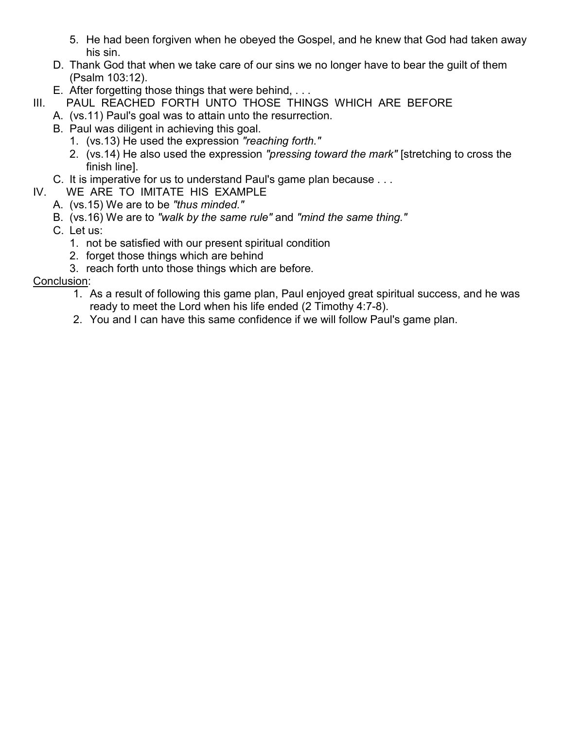5. He had been forgiven when he obeyed the Gospel, and he knew that God had taken away his sin.

D. Thank God that when we take care of our sins we no longer have to bear the guilt of them (Psalm 103:12).

E. After forgetting those things that were behind, . . .

III. PAUL REACHED FORTH UNTO THOSE THINGS WHICH ARE BEFORE

A. (vs.11) Paul's goal was to attain unto the resurrection.

B. Paul was diligent in achieving this goal.

1. (vs.13) He used the expression *"reaching forth."*
2. (vs.14) He also used the expression *"pressing toward the mark"* [stretching to cross the finish line].

C. It is imperative for us to understand Paul's game plan because . . .

IV. WE ARE TO IMITATE HIS EXAMPLE

A. (vs.15) We are to be *"thus minded."*

B. (vs.16) We are to *"walk by the same rule"* and *"mind the same thing."*

C. Let us:

1. not be satisfied with our present spiritual condition
2. forget those things which are behind
3. reach forth unto those things which are before.

<u>Conclusion</u>:

1. As a result of following this game plan, Paul enjoyed great spiritual success, and he was ready to meet the Lord when his life ended (2 Timothy 4:7-8).
2. You and I can have this same confidence if we will follow Paul's game plan.